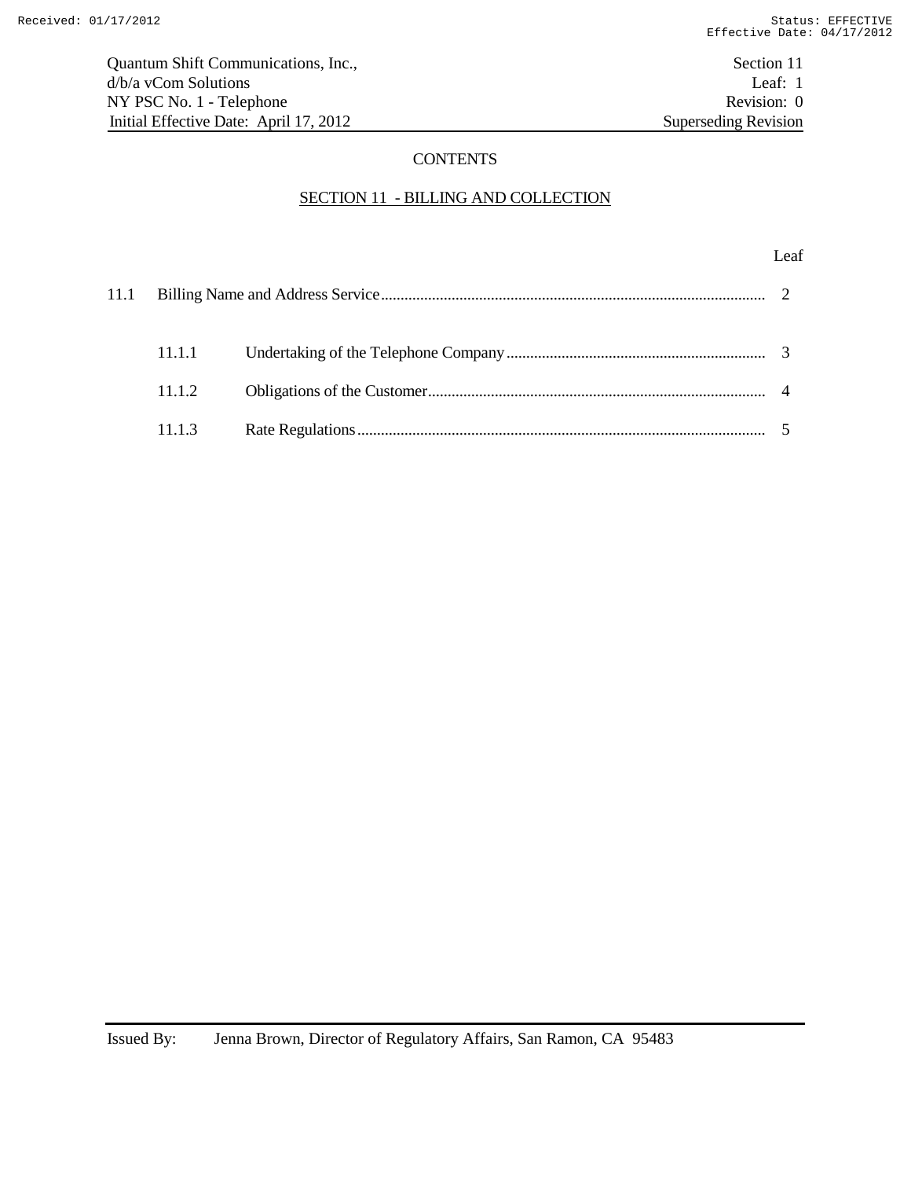# CONTENTS

## SECTION 11 - BILLING AND COLLECTION

| | | Leaf |
|---|---|---|
| 11.1 | Billing Name and Address Service | 2 |
| 11.1.1 | Undertaking of the Telephone Company | 3 |
| 11.1.2 | Obligations of the Customer | 4 |
| 11.1.3 | Rate Regulations | 5 |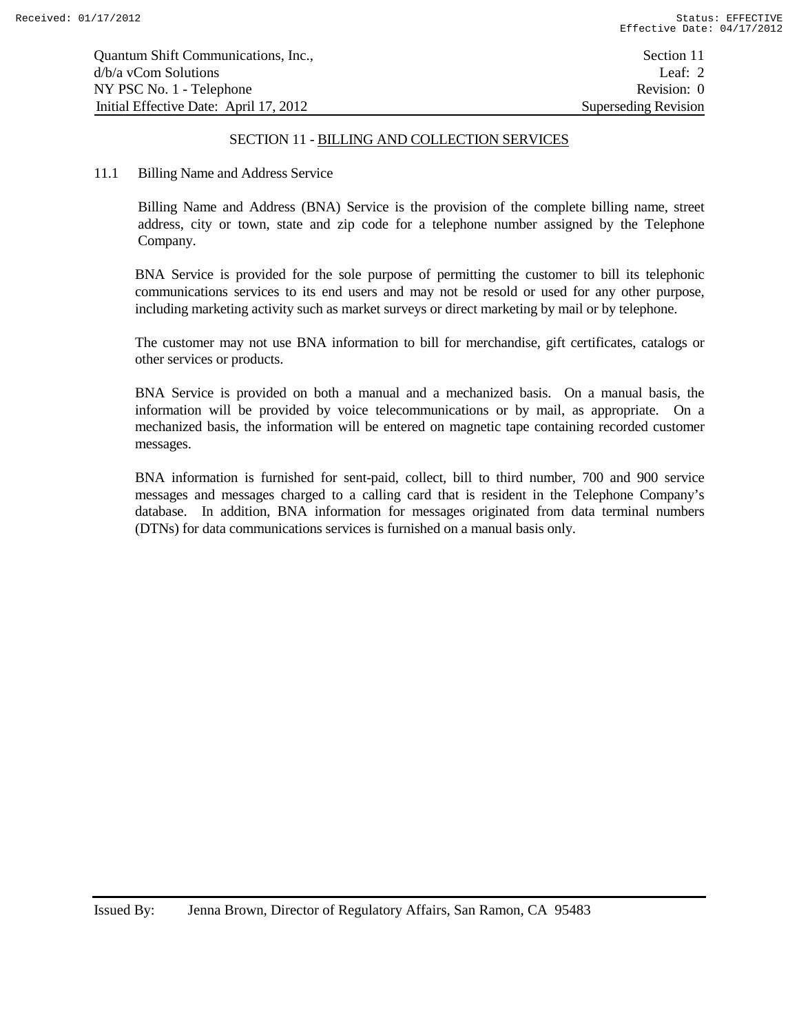## SECTION 11 - BILLING AND COLLECTION SERVICES

### 11.1 Billing Name and Address Service

Billing Name and Address (BNA) Service is the provision of the complete billing name, street address, city or town, state and zip code for a telephone number assigned by the Telephone Company.

BNA Service is provided for the sole purpose of permitting the customer to bill its telephonic communications services to its end users and may not be resold or used for any other purpose, including marketing activity such as market surveys or direct marketing by mail or by telephone.

The customer may not use BNA information to bill for merchandise, gift certificates, catalogs or other services or products.

BNA Service is provided on both a manual and a mechanized basis. On a manual basis, the information will be provided by voice telecommunications or by mail, as appropriate. On a mechanized basis, the information will be entered on magnetic tape containing recorded customer messages.

BNA information is furnished for sent-paid, collect, bill to third number, 700 and 900 service messages and messages charged to a calling card that is resident in the Telephone Company's database. In addition, BNA information for messages originated from data terminal numbers (DTNs) for data communications services is furnished on a manual basis only.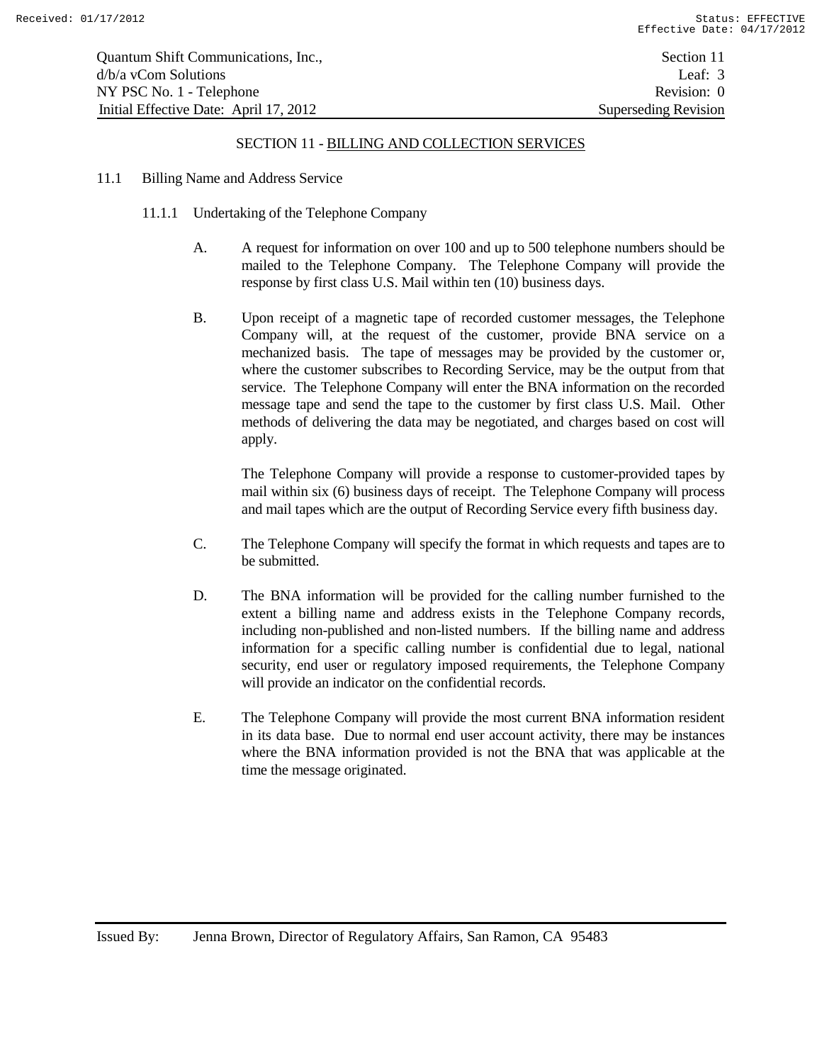## SECTION 11 - BILLING AND COLLECTION SERVICES

11.1 Billing Name and Address Service

11.1.1 Undertaking of the Telephone Company

A. A request for information on over 100 and up to 500 telephone numbers should be mailed to the Telephone Company. The Telephone Company will provide the response by first class U.S. Mail within ten (10) business days.

B. Upon receipt of a magnetic tape of recorded customer messages, the Telephone Company will, at the request of the customer, provide BNA service on a mechanized basis. The tape of messages may be provided by the customer or, where the customer subscribes to Recording Service, may be the output from that service. The Telephone Company will enter the BNA information on the recorded message tape and send the tape to the customer by first class U.S. Mail. Other methods of delivering the data may be negotiated, and charges based on cost will apply.

The Telephone Company will provide a response to customer-provided tapes by mail within six (6) business days of receipt. The Telephone Company will process and mail tapes which are the output of Recording Service every fifth business day.

C. The Telephone Company will specify the format in which requests and tapes are to be submitted.

D. The BNA information will be provided for the calling number furnished to the extent a billing name and address exists in the Telephone Company records, including non-published and non-listed numbers. If the billing name and address information for a specific calling number is confidential due to legal, national security, end user or regulatory imposed requirements, the Telephone Company will provide an indicator on the confidential records.

E. The Telephone Company will provide the most current BNA information resident in its data base. Due to normal end user account activity, there may be instances where the BNA information provided is not the BNA that was applicable at the time the message originated.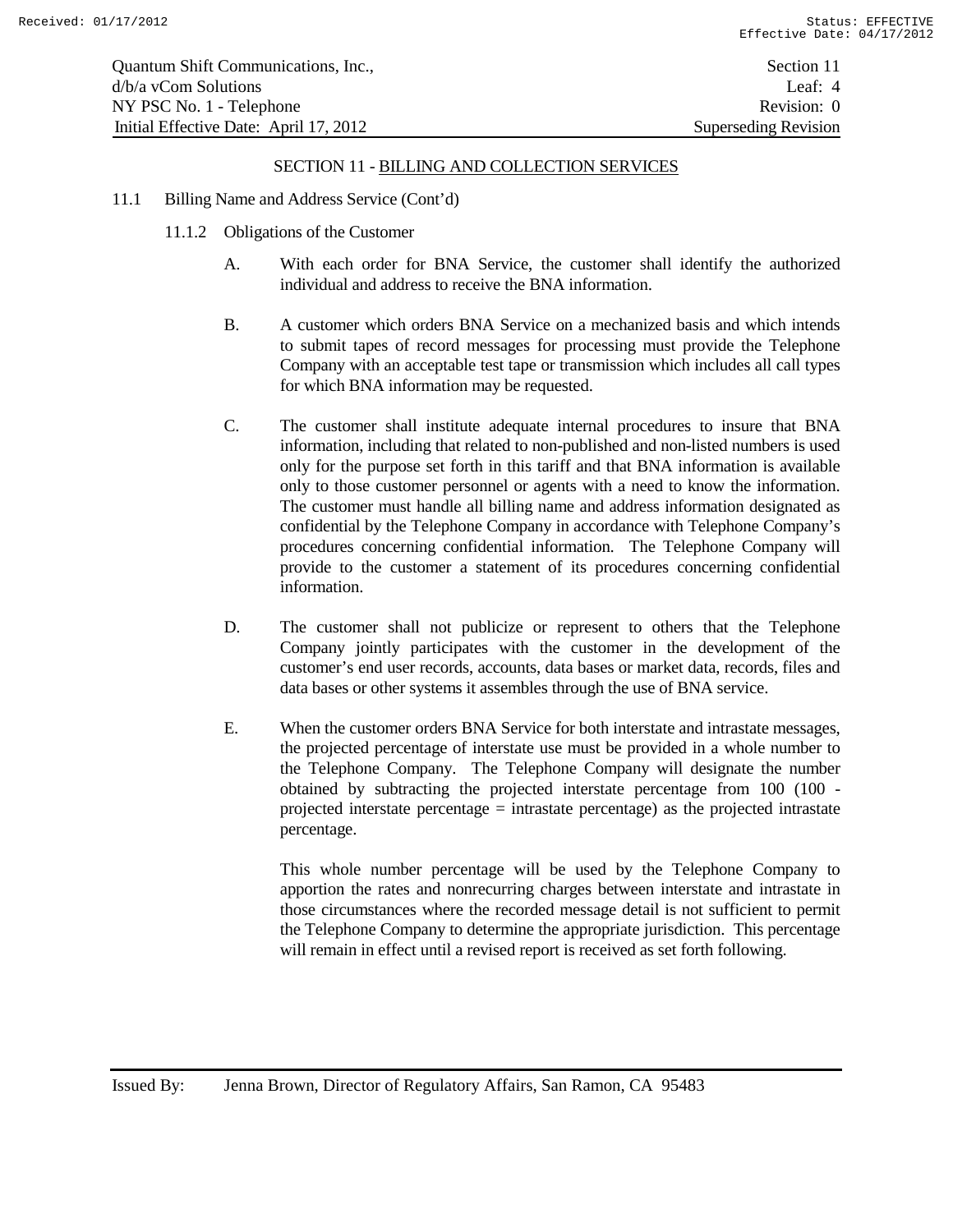## SECTION 11 - BILLING AND COLLECTION SERVICES

11.1 Billing Name and Address Service (Cont'd)

11.1.2 Obligations of the Customer

A. With each order for BNA Service, the customer shall identify the authorized individual and address to receive the BNA information.

B. A customer which orders BNA Service on a mechanized basis and which intends to submit tapes of record messages for processing must provide the Telephone Company with an acceptable test tape or transmission which includes all call types for which BNA information may be requested.

C. The customer shall institute adequate internal procedures to insure that BNA information, including that related to non-published and non-listed numbers is used only for the purpose set forth in this tariff and that BNA information is available only to those customer personnel or agents with a need to know the information. The customer must handle all billing name and address information designated as confidential by the Telephone Company in accordance with Telephone Company's procedures concerning confidential information. The Telephone Company will provide to the customer a statement of its procedures concerning confidential information.

D. The customer shall not publicize or represent to others that the Telephone Company jointly participates with the customer in the development of the customer's end user records, accounts, data bases or market data, records, files and data bases or other systems it assembles through the use of BNA service.

E. When the customer orders BNA Service for both interstate and intrastate messages, the projected percentage of interstate use must be provided in a whole number to the Telephone Company. The Telephone Company will designate the number obtained by subtracting the projected interstate percentage from 100 (100 - projected interstate percentage = intrastate percentage) as the projected intrastate percentage.

This whole number percentage will be used by the Telephone Company to apportion the rates and nonrecurring charges between interstate and intrastate in those circumstances where the recorded message detail is not sufficient to permit the Telephone Company to determine the appropriate jurisdiction. This percentage will remain in effect until a revised report is received as set forth following.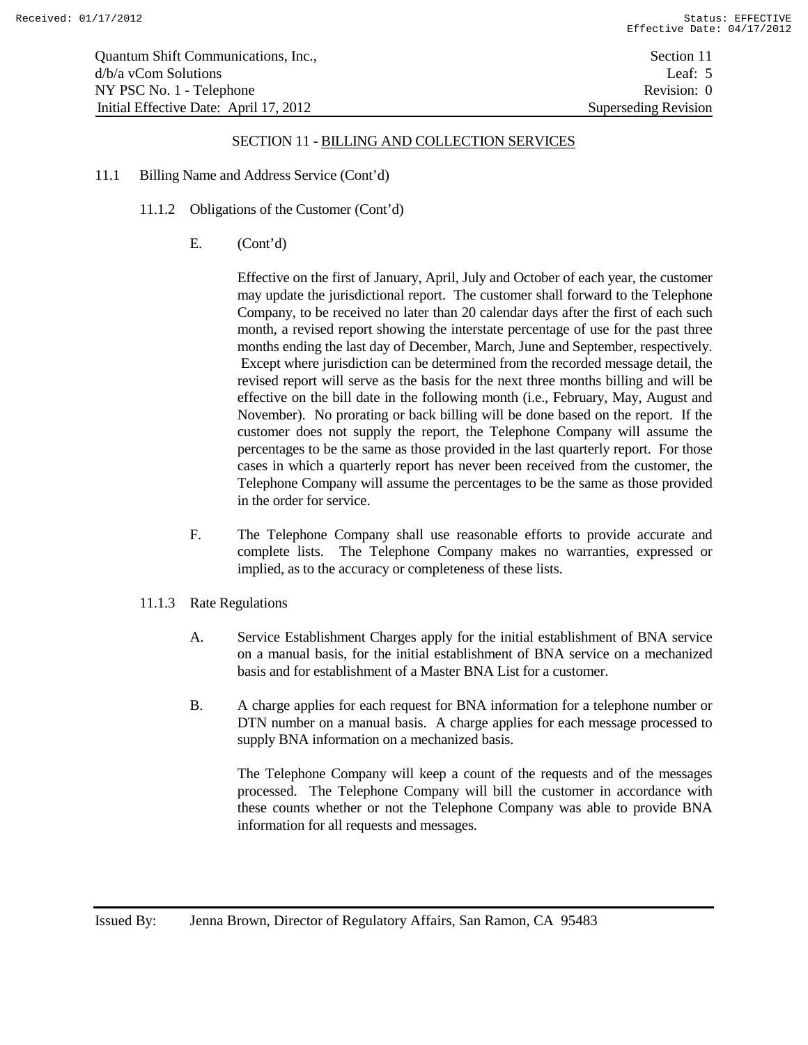## SECTION 11 - BILLING AND COLLECTION SERVICES

11.1 Billing Name and Address Service (Cont'd)

11.1.2 Obligations of the Customer (Cont'd)

E. (Cont'd)

Effective on the first of January, April, July and October of each year, the customer may update the jurisdictional report. The customer shall forward to the Telephone Company, to be received no later than 20 calendar days after the first of each such month, a revised report showing the interstate percentage of use for the past three months ending the last day of December, March, June and September, respectively. Except where jurisdiction can be determined from the recorded message detail, the revised report will serve as the basis for the next three months billing and will be effective on the bill date in the following month (i.e., February, May, August and November). No prorating or back billing will be done based on the report. If the customer does not supply the report, the Telephone Company will assume the percentages to be the same as those provided in the last quarterly report. For those cases in which a quarterly report has never been received from the customer, the Telephone Company will assume the percentages to be the same as those provided in the order for service.

F. The Telephone Company shall use reasonable efforts to provide accurate and complete lists. The Telephone Company makes no warranties, expressed or implied, as to the accuracy or completeness of these lists.

11.1.3 Rate Regulations

A. Service Establishment Charges apply for the initial establishment of BNA service on a manual basis, for the initial establishment of BNA service on a mechanized basis and for establishment of a Master BNA List for a customer.

B. A charge applies for each request for BNA information for a telephone number or DTN number on a manual basis. A charge applies for each message processed to supply BNA information on a mechanized basis.

The Telephone Company will keep a count of the requests and of the messages processed. The Telephone Company will bill the customer in accordance with these counts whether or not the Telephone Company was able to provide BNA information for all requests and messages.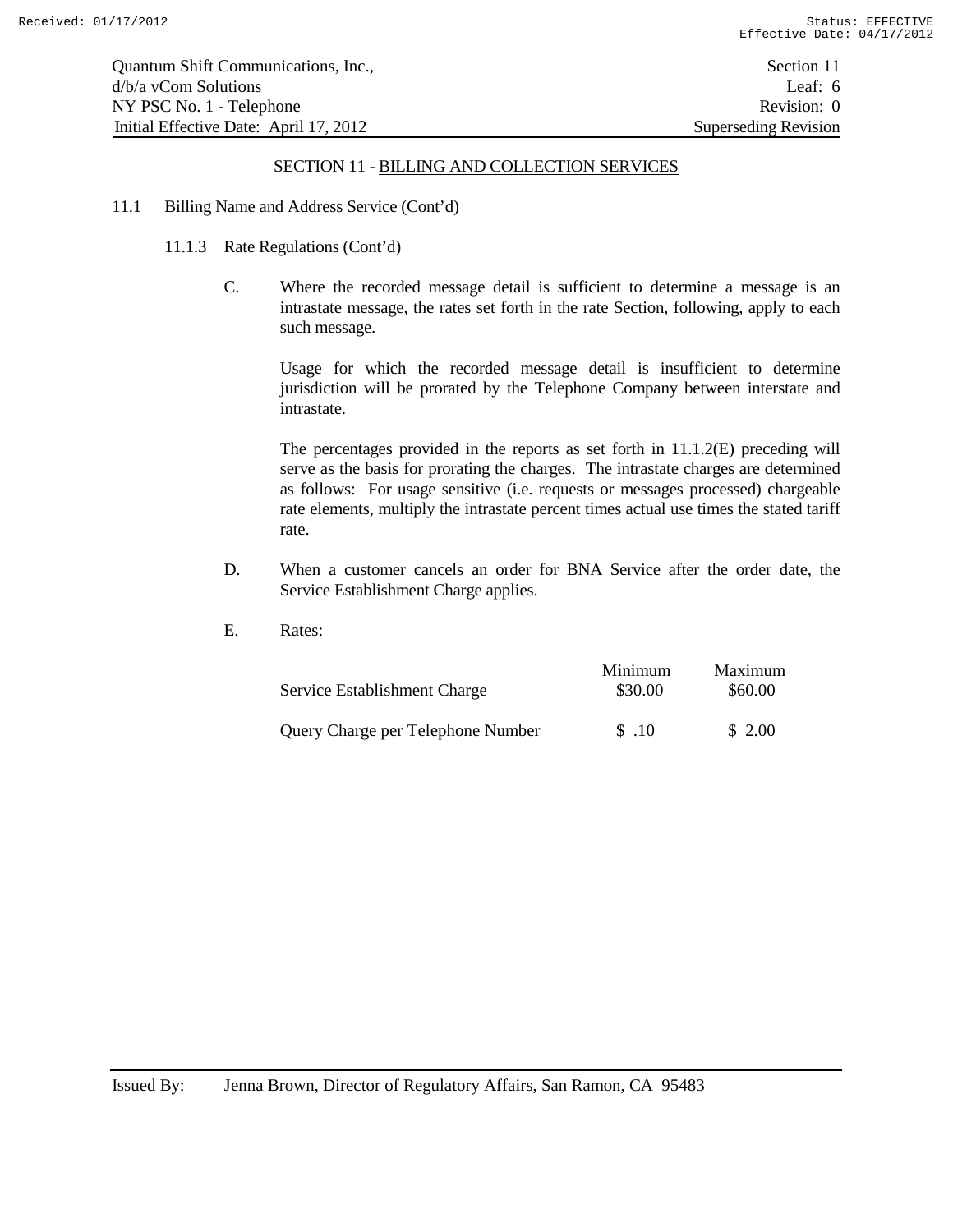## SECTION 11 - BILLING AND COLLECTION SERVICES

11.1 Billing Name and Address Service (Cont'd)

11.1.3 Rate Regulations (Cont'd)

C. Where the recorded message detail is sufficient to determine a message is an intrastate message, the rates set forth in the rate Section, following, apply to each such message.

Usage for which the recorded message detail is insufficient to determine jurisdiction will be prorated by the Telephone Company between interstate and intrastate.

The percentages provided in the reports as set forth in 11.1.2(E) preceding will serve as the basis for prorating the charges. The intrastate charges are determined as follows: For usage sensitive (i.e. requests or messages processed) chargeable rate elements, multiply the intrastate percent times actual use times the stated tariff rate.

D. When a customer cancels an order for BNA Service after the order date, the Service Establishment Charge applies.

E. Rates:

| | Minimum | Maximum |
|---|---|---|
| Service Establishment Charge | $30.00 | $60.00 |
| Query Charge per Telephone Number | $ .10 | $ 2.00 |